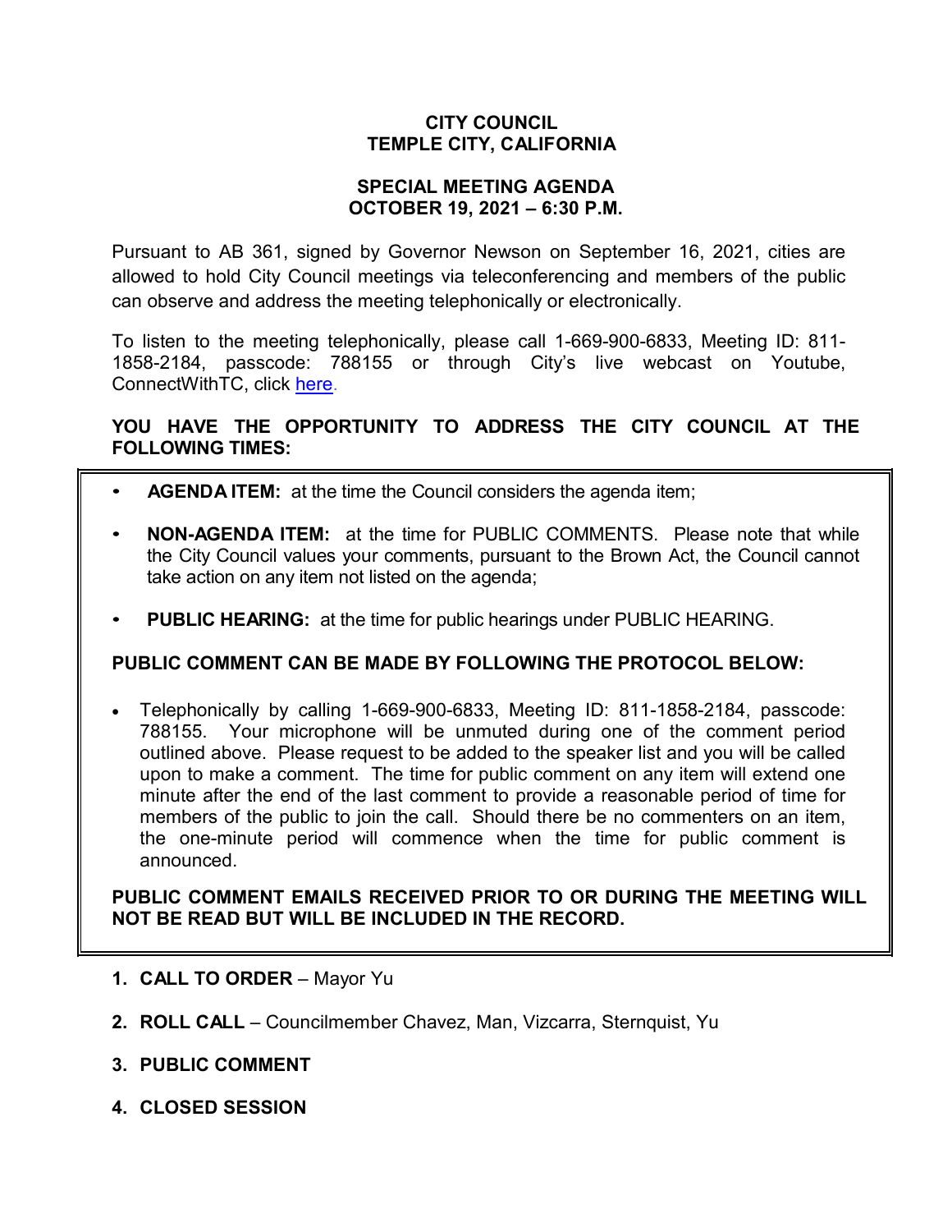# CITY COUNCIL
# TEMPLE CITY, CALIFORNIA

## SPECIAL MEETING AGENDA
## OCTOBER 19, 2021 – 6:30 P.M.

Pursuant to AB 361, signed by Governor Newson on September 16, 2021, cities are allowed to hold City Council meetings via teleconferencing and members of the public can observe and address the meeting telephonically or electronically.

To listen to the meeting telephonically, please call 1-669-900-6833, Meeting ID: 811-1858-2184, passcode: 788155 or through City's live webcast on Youtube, ConnectWithTC, click here.

**YOU HAVE THE OPPORTUNITY TO ADDRESS THE CITY COUNCIL AT THE FOLLOWING TIMES:**

- **AGENDA ITEM:** at the time the Council considers the agenda item;
- **NON-AGENDA ITEM:** at the time for PUBLIC COMMENTS. Please note that while the City Council values your comments, pursuant to the Brown Act, the Council cannot take action on any item not listed on the agenda;
- **PUBLIC HEARING:** at the time for public hearings under PUBLIC HEARING.

**PUBLIC COMMENT CAN BE MADE BY FOLLOWING THE PROTOCOL BELOW:**

- Telephonically by calling 1-669-900-6833, Meeting ID: 811-1858-2184, passcode: 788155. Your microphone will be unmuted during one of the comment period outlined above. Please request to be added to the speaker list and you will be called upon to make a comment. The time for public comment on any item will extend one minute after the end of the last comment to provide a reasonable period of time for members of the public to join the call. Should there be no commenters on an item, the one-minute period will commence when the time for public comment is announced.

**PUBLIC COMMENT EMAILS RECEIVED PRIOR TO OR DURING THE MEETING WILL NOT BE READ BUT WILL BE INCLUDED IN THE RECORD.**

1. **CALL TO ORDER** – Mayor Yu
2. **ROLL CALL** – Councilmember Chavez, Man, Vizcarra, Sternquist, Yu
3. **PUBLIC COMMENT**
4. **CLOSED SESSION**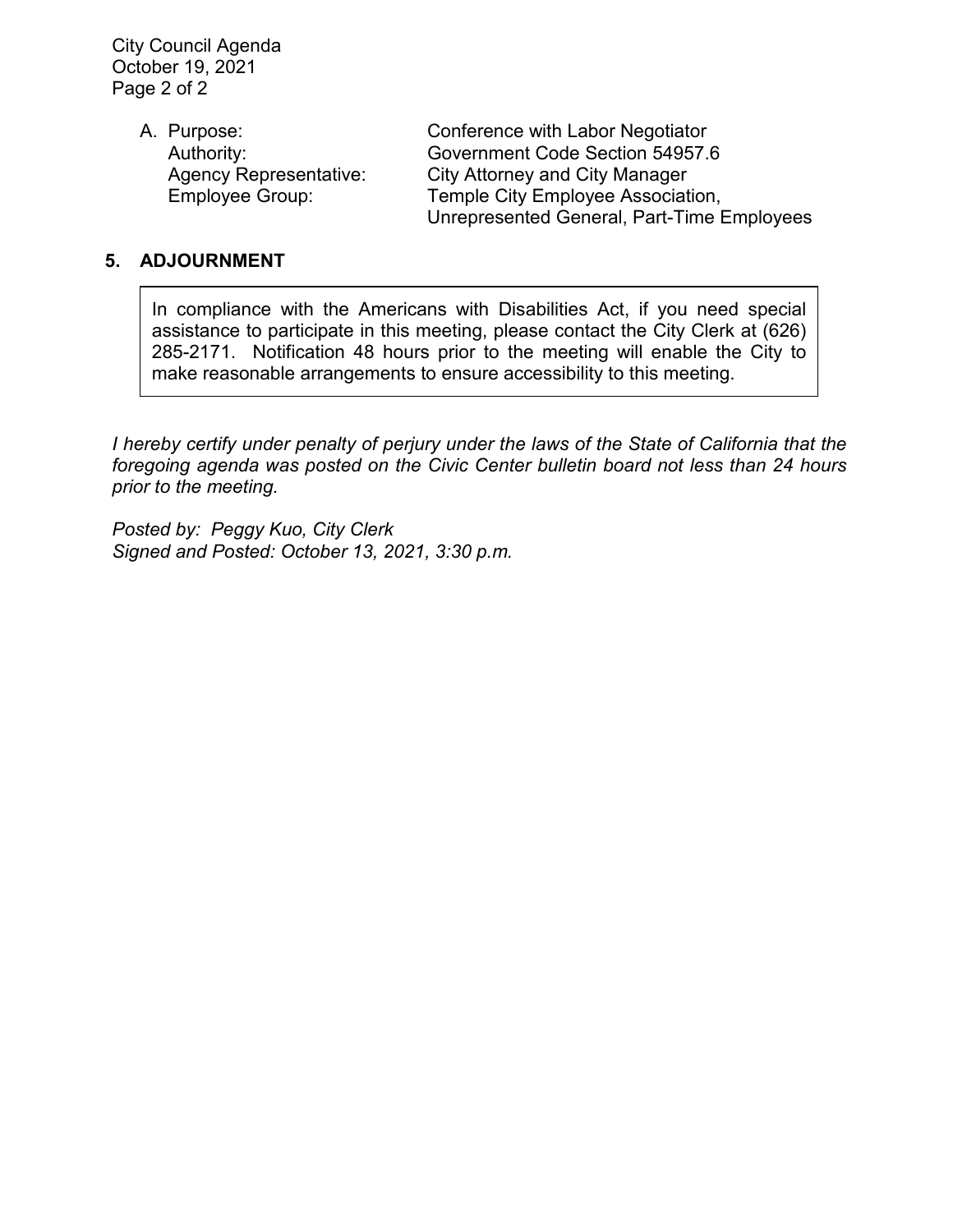A. Purpose: Conference with Labor Negotiator
Authority: Government Code Section 54957.6
Agency Representative: City Attorney and City Manager
Employee Group: Temple City Employee Association, Unrepresented General, Part-Time Employees

## 5. ADJOURNMENT

In compliance with the Americans with Disabilities Act, if you need special assistance to participate in this meeting, please contact the City Clerk at (626) 285-2171. Notification 48 hours prior to the meeting will enable the City to make reasonable arrangements to ensure accessibility to this meeting.

*I hereby certify under penalty of perjury under the laws of the State of California that the foregoing agenda was posted on the Civic Center bulletin board not less than 24 hours prior to the meeting.*

*Posted by: Peggy Kuo, City Clerk*
*Signed and Posted: October 13, 2021, 3:30 p.m.*